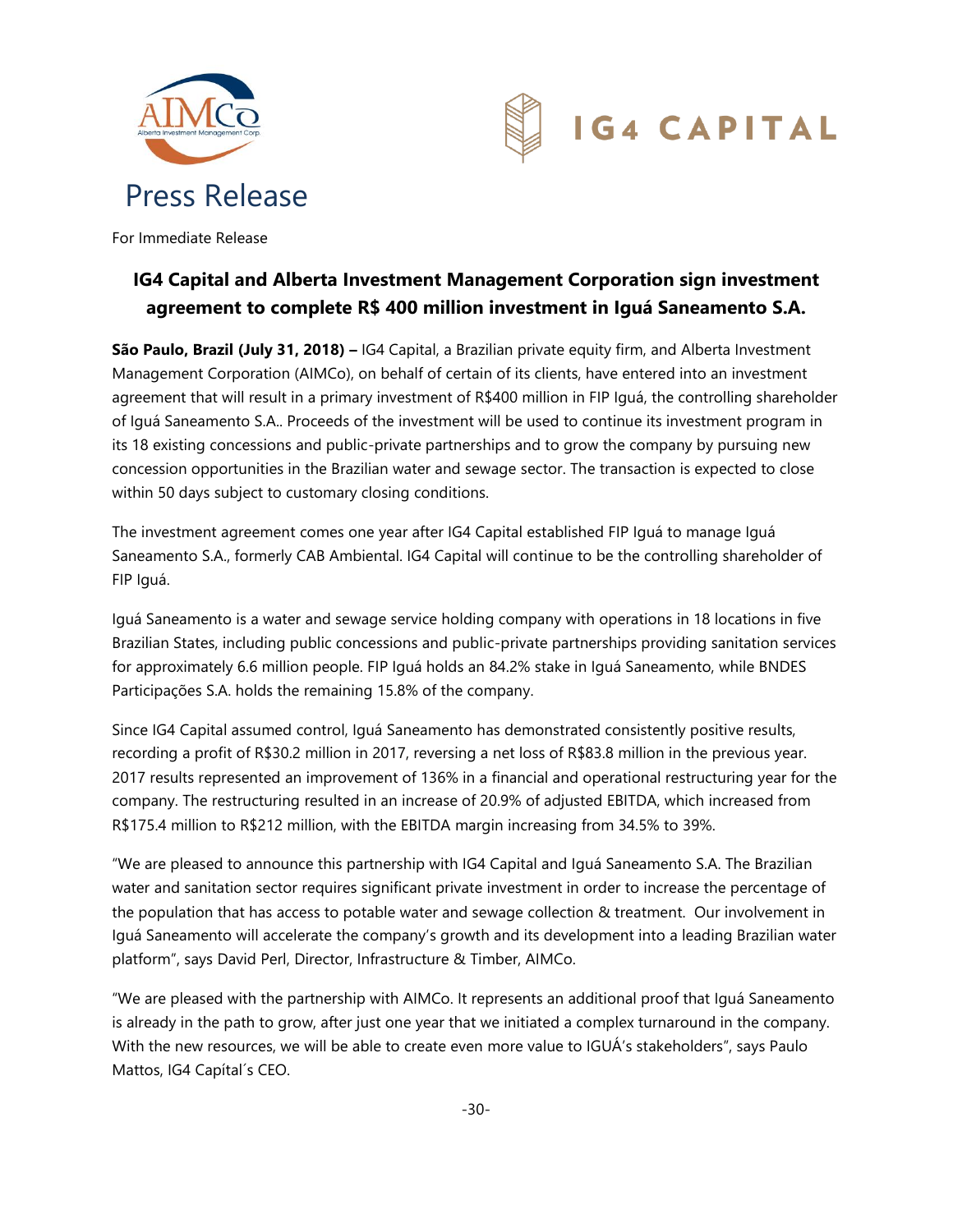# Press Release

For Immediate Release

## IG4 Capital and Alberta Investment Management Corporation sign investment agreement to complete R$ 400 million investment in Iguá Saneamento S.A.

**São Paulo, Brazil (July 31, 2018) –** IG4 Capital, a Brazilian private equity firm, and Alberta Investment Management Corporation (AIMCo), on behalf of certain of its clients, have entered into an investment agreement that will result in a primary investment of R$400 million in FIP Iguá, the controlling shareholder of Iguá Saneamento S.A.. Proceeds of the investment will be used to continue its investment program in its 18 existing concessions and public-private partnerships and to grow the company by pursuing new concession opportunities in the Brazilian water and sewage sector. The transaction is expected to close within 50 days subject to customary closing conditions.

The investment agreement comes one year after IG4 Capital established FIP Iguá to manage Iguá Saneamento S.A., formerly CAB Ambiental. IG4 Capital will continue to be the controlling shareholder of FIP Iguá.

Iguá Saneamento is a water and sewage service holding company with operations in 18 locations in five Brazilian States, including public concessions and public-private partnerships providing sanitation services for approximately 6.6 million people. FIP Iguá holds an 84.2% stake in Iguá Saneamento, while BNDES Participações S.A. holds the remaining 15.8% of the company.

Since IG4 Capital assumed control, Iguá Saneamento has demonstrated consistently positive results, recording a profit of R$30.2 million in 2017, reversing a net loss of R$83.8 million in the previous year. 2017 results represented an improvement of 136% in a financial and operational restructuring year for the company. The restructuring resulted in an increase of 20.9% of adjusted EBITDA, which increased from R$175.4 million to R$212 million, with the EBITDA margin increasing from 34.5% to 39%.

"We are pleased to announce this partnership with IG4 Capital and Iguá Saneamento S.A. The Brazilian water and sanitation sector requires significant private investment in order to increase the percentage of the population that has access to potable water and sewage collection & treatment. Our involvement in Iguá Saneamento will accelerate the company's growth and its development into a leading Brazilian water platform", says David Perl, Director, Infrastructure & Timber, AIMCo.

"We are pleased with the partnership with AIMCo. It represents an additional proof that Iguá Saneamento is already in the path to grow, after just one year that we initiated a complex turnaround in the company. With the new resources, we will be able to create even more value to IGUÁ's stakeholders", says Paulo Mattos, IG4 Capítal´s CEO.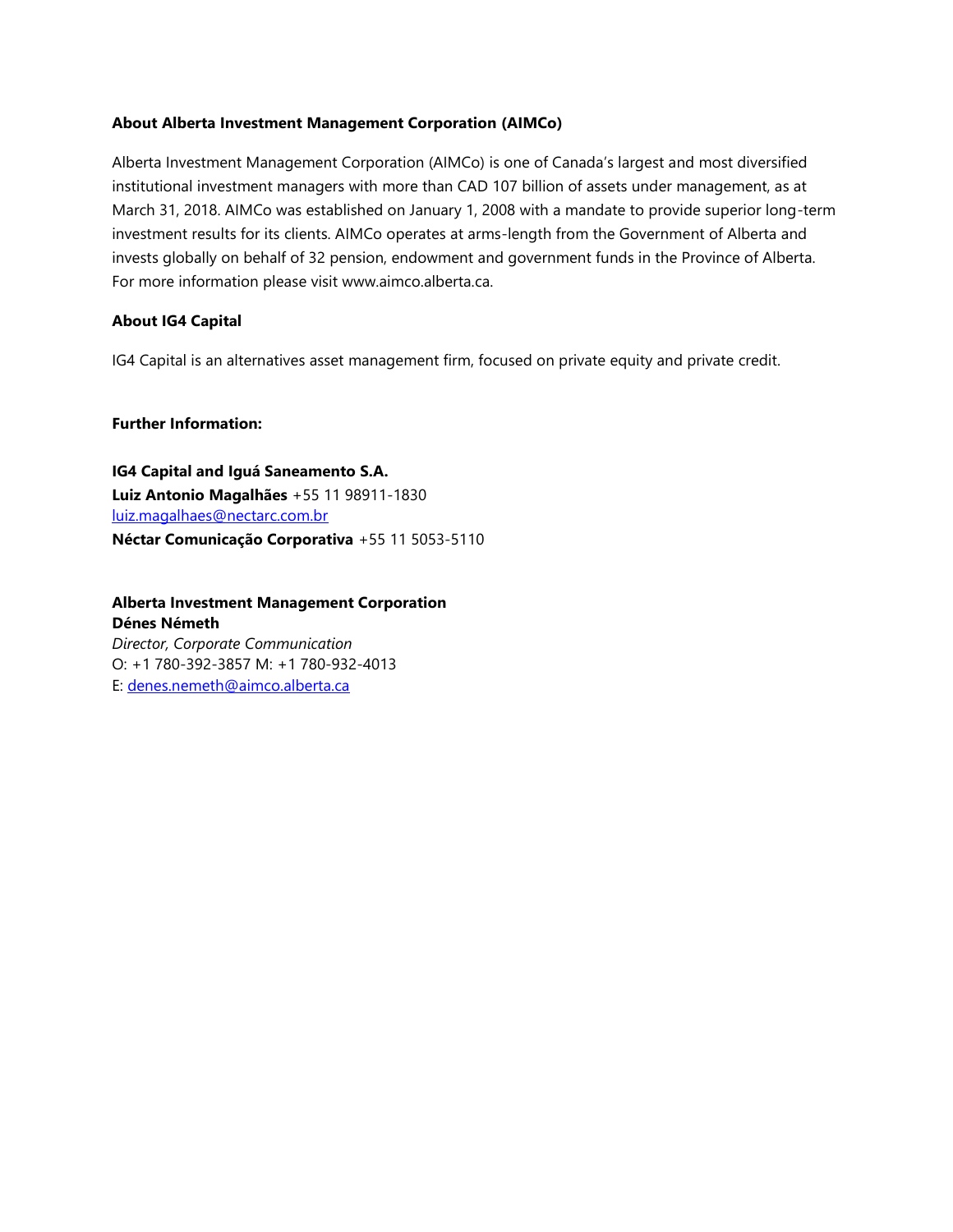**About Alberta Investment Management Corporation (AIMCo)**

Alberta Investment Management Corporation (AIMCo) is one of Canada's largest and most diversified institutional investment managers with more than CAD 107 billion of assets under management, as at March 31, 2018. AIMCo was established on January 1, 2008 with a mandate to provide superior long-term investment results for its clients. AIMCo operates at arms-length from the Government of Alberta and invests globally on behalf of 32 pension, endowment and government funds in the Province of Alberta. For more information please visit www.aimco.alberta.ca.

**About IG4 Capital**

IG4 Capital is an alternatives asset management firm, focused on private equity and private credit.

**Further Information:**

**IG4 Capital and Iguá Saneamento S.A.**
**Luiz Antonio Magalhães** +55 11 98911-1830
luiz.magalhaes@nectarc.com.br
**Néctar Comunicação Corporativa** +55 11 5053-5110

**Alberta Investment Management Corporation**
**Dénes Németh**
*Director, Corporate Communication*
O: +1 780-392-3857 M: +1 780-932-4013
E: denes.nemeth@aimco.alberta.ca